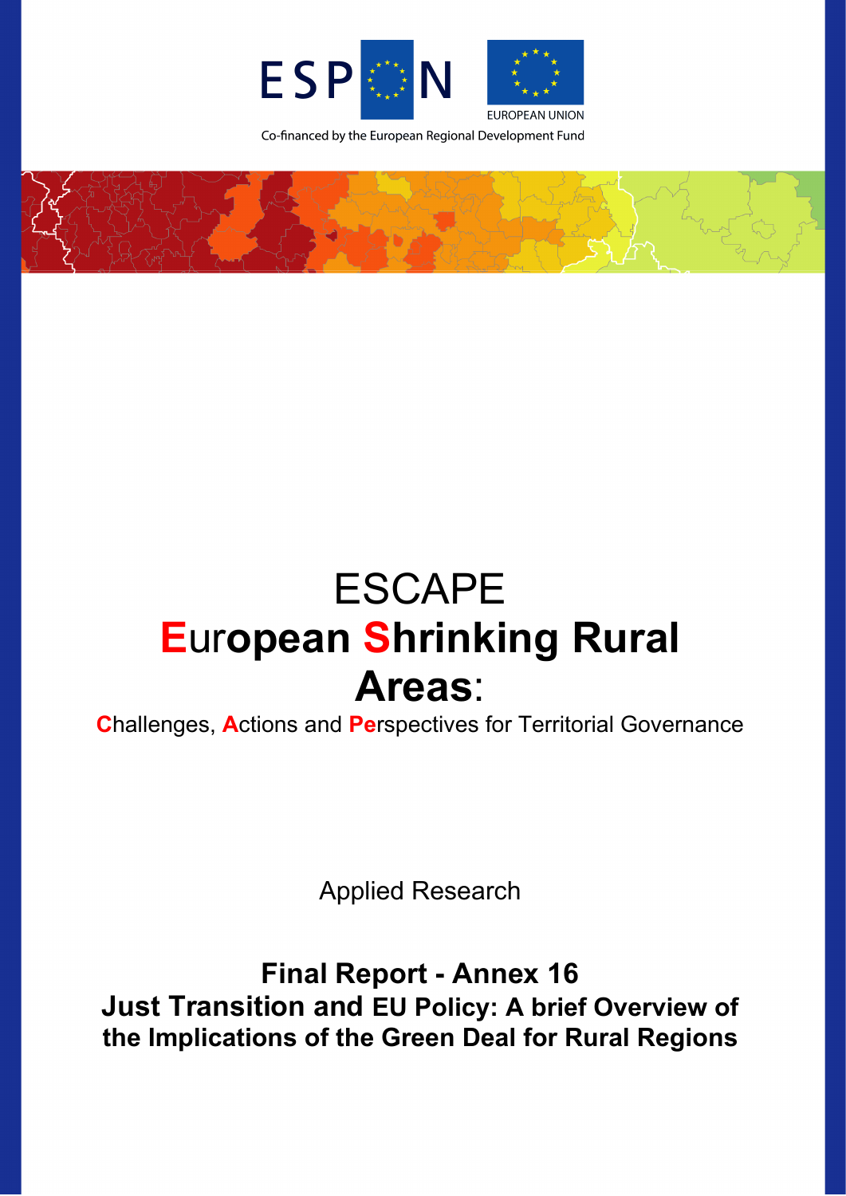ESPON

EUROPEAN UNION

Co-financed by the European Regional Development Fund

# ESCAPE

# European Shrinking Rural Areas:

Challenges, Actions and Perspectives for Territorial Governance

Applied Research

## Final Report - Annex 16

## Just Transition and EU Policy: A brief Overview of the Implications of the Green Deal for Rural Regions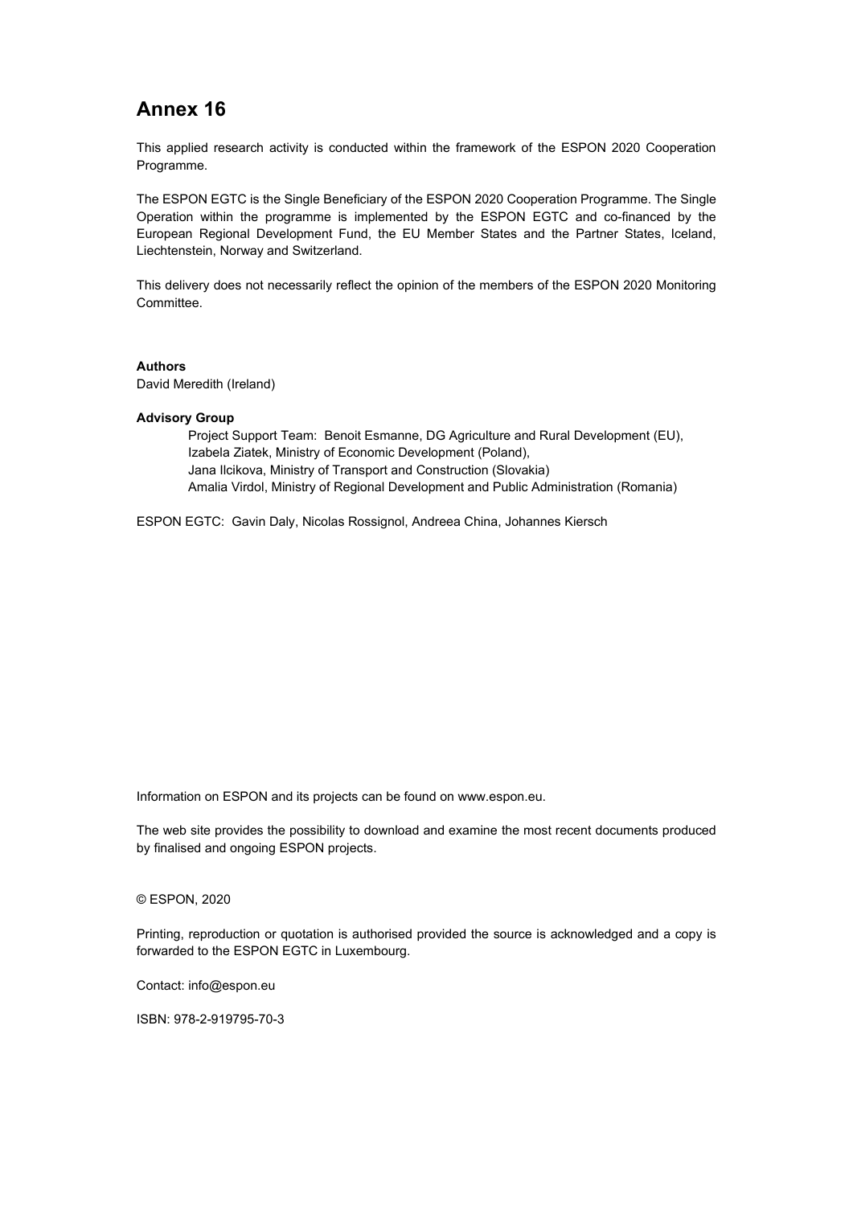# Annex 16

This applied research activity is conducted within the framework of the ESPON 2020 Cooperation Programme.

The ESPON EGTC is the Single Beneficiary of the ESPON 2020 Cooperation Programme. The Single Operation within the programme is implemented by the ESPON EGTC and co-financed by the European Regional Development Fund, the EU Member States and the Partner States, Iceland, Liechtenstein, Norway and Switzerland.

This delivery does not necessarily reflect the opinion of the members of the ESPON 2020 Monitoring Committee.

**Authors**
David Meredith (Ireland)

**Advisory Group**

Project Support Team: Benoit Esmanne, DG Agriculture and Rural Development (EU),
Izabela Ziatek, Ministry of Economic Development (Poland),
Jana Ilcikova, Ministry of Transport and Construction (Slovakia)
Amalia Virdol, Ministry of Regional Development and Public Administration (Romania)

ESPON EGTC: Gavin Daly, Nicolas Rossignol, Andreea China, Johannes Kiersch

Information on ESPON and its projects can be found on www.espon.eu.

The web site provides the possibility to download and examine the most recent documents produced by finalised and ongoing ESPON projects.

© ESPON, 2020

Printing, reproduction or quotation is authorised provided the source is acknowledged and a copy is forwarded to the ESPON EGTC in Luxembourg.

Contact: info@espon.eu

ISBN: 978-2-919795-70-3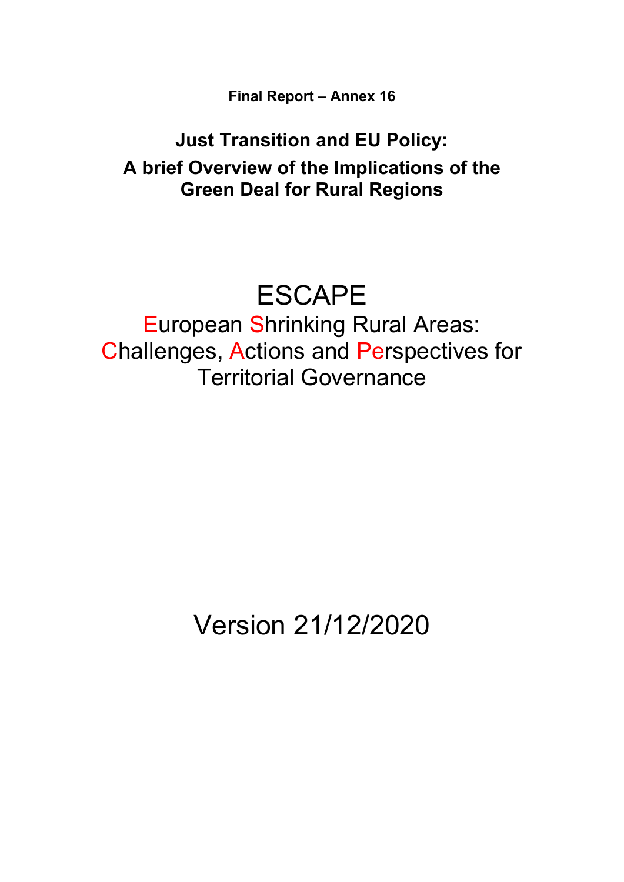**Final Report – Annex 16**

# Just Transition and EU Policy:
# A brief Overview of the Implications of the Green Deal for Rural Regions

ESCAPE

European Shrinking Rural Areas: Challenges, Actions and Perspectives for Territorial Governance

Version 21/12/2020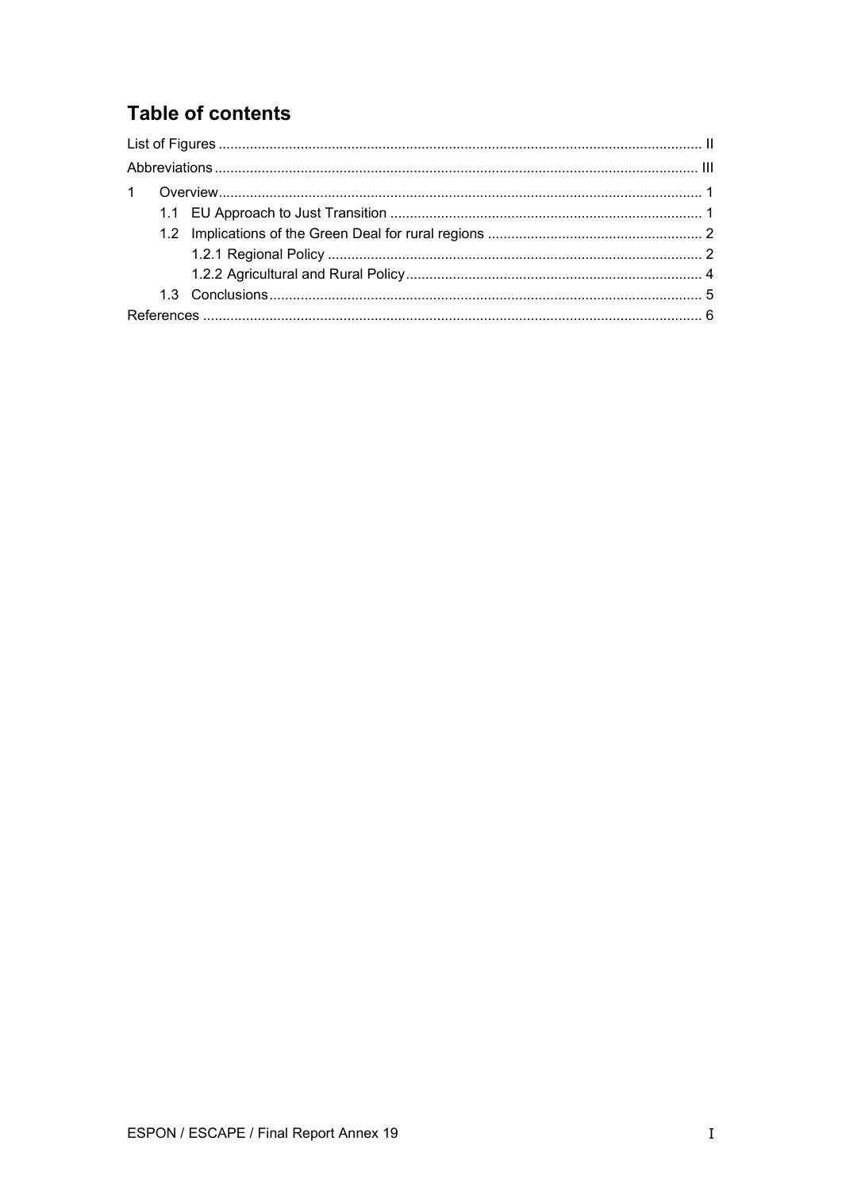## Table of contents

List of Figures ........................................................................................................................ II

Abbreviations ......................................................................................................................... III

1 Overview.............................................................................................................................. 1

  1.1 EU Approach to Just Transition ............................................................................... 1

  1.2 Implications of the Green Deal for rural regions ...................................................... 2

    1.2.1 Regional Policy ............................................................................................... 2

    1.2.2 Agricultural and Rural Policy............................................................................ 4

  1.3 Conclusions.............................................................................................................. 5

References .............................................................................................................................. 6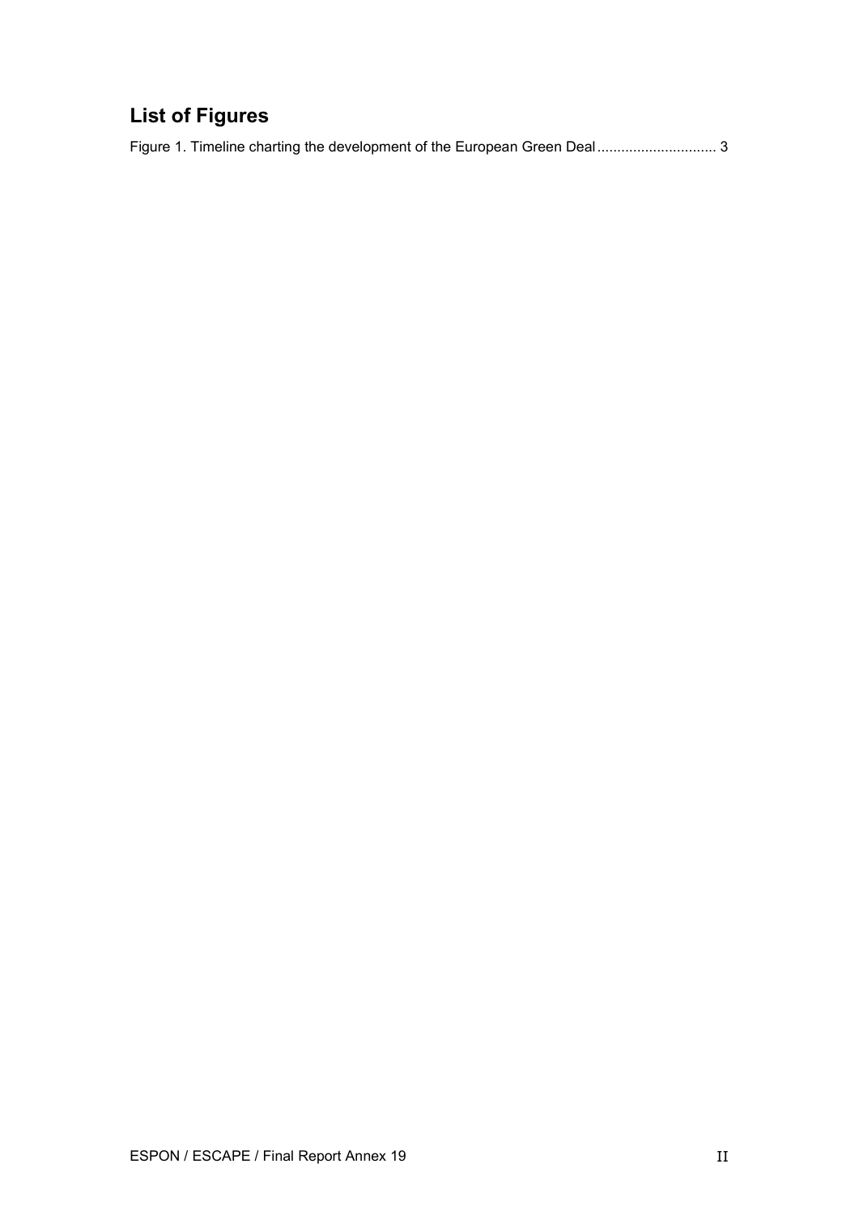## List of Figures

Figure 1. Timeline charting the development of the European Green Deal .............................. 3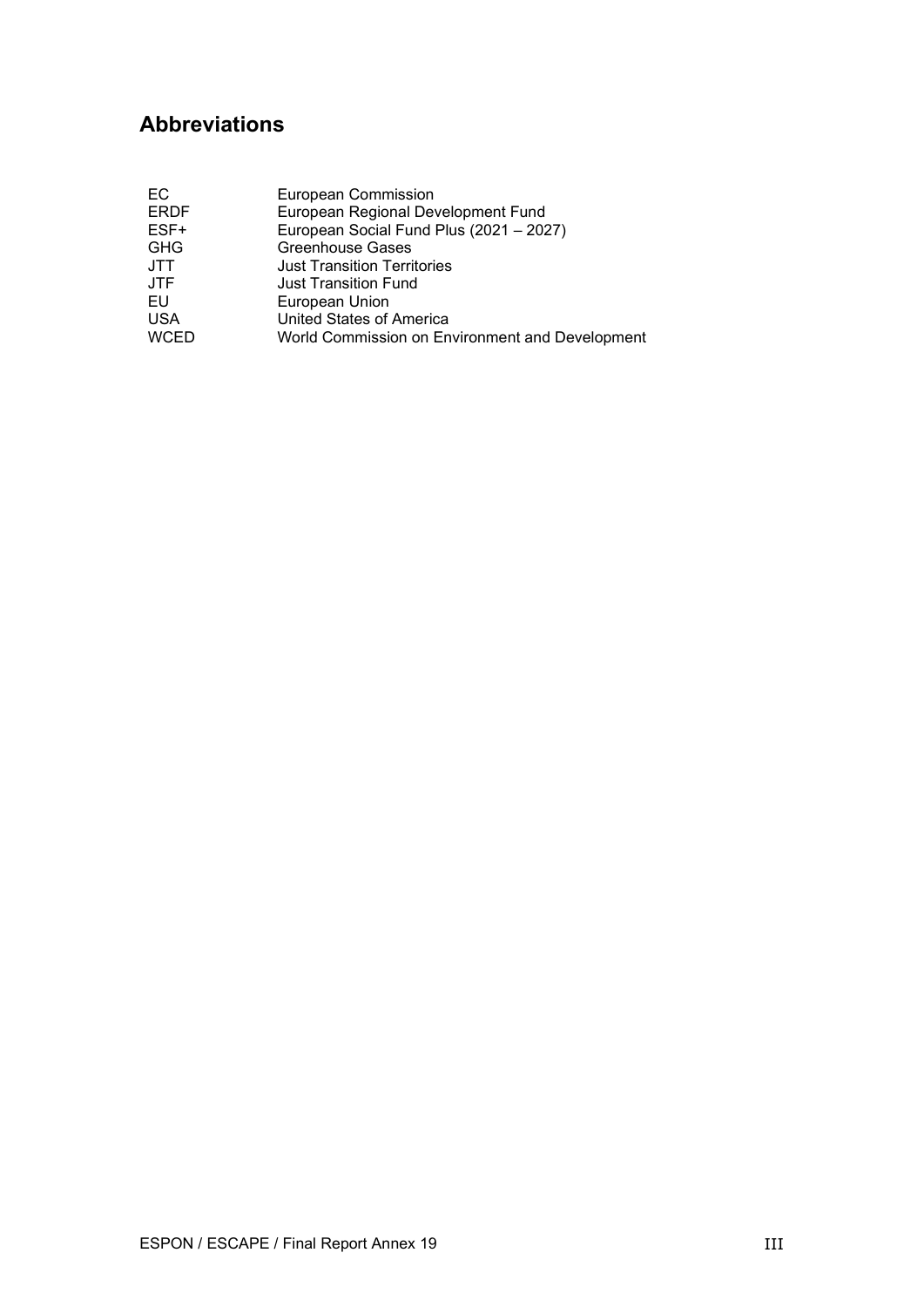## Abbreviations

| | |
|---|---|
| EC | European Commission |
| ERDF | European Regional Development Fund |
| ESF+ | European Social Fund Plus (2021 – 2027) |
| GHG | Greenhouse Gases |
| JTT | Just Transition Territories |
| JTF | Just Transition Fund |
| EU | European Union |
| USA | United States of America |
| WCED | World Commission on Environment and Development |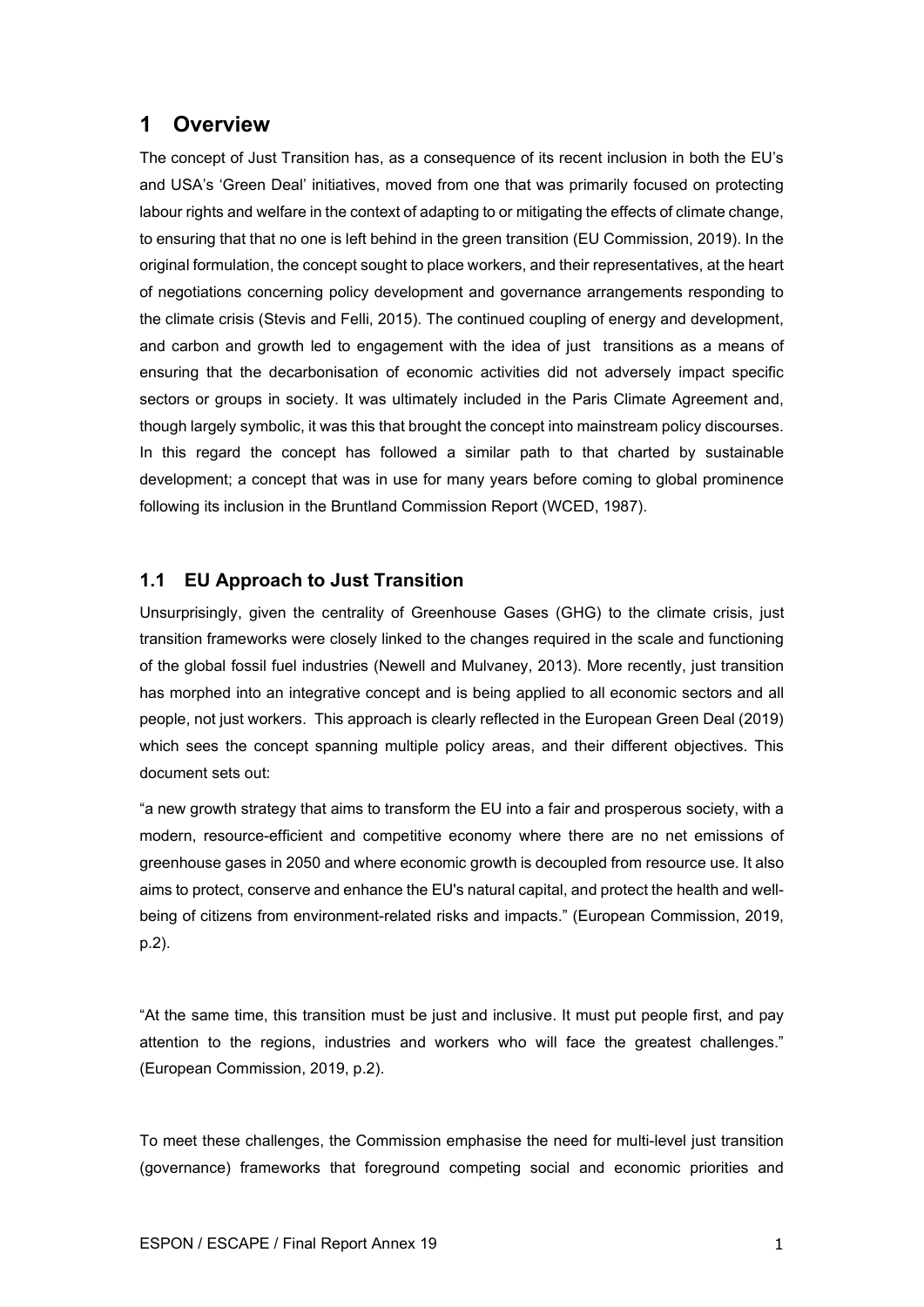# 1 Overview

The concept of Just Transition has, as a consequence of its recent inclusion in both the EU's and USA's 'Green Deal' initiatives, moved from one that was primarily focused on protecting labour rights and welfare in the context of adapting to or mitigating the effects of climate change, to ensuring that that no one is left behind in the green transition (EU Commission, 2019). In the original formulation, the concept sought to place workers, and their representatives, at the heart of negotiations concerning policy development and governance arrangements responding to the climate crisis (Stevis and Felli, 2015). The continued coupling of energy and development, and carbon and growth led to engagement with the idea of just transitions as a means of ensuring that the decarbonisation of economic activities did not adversely impact specific sectors or groups in society. It was ultimately included in the Paris Climate Agreement and, though largely symbolic, it was this that brought the concept into mainstream policy discourses. In this regard the concept has followed a similar path to that charted by sustainable development; a concept that was in use for many years before coming to global prominence following its inclusion in the Bruntland Commission Report (WCED, 1987).

## 1.1 EU Approach to Just Transition

Unsurprisingly, given the centrality of Greenhouse Gases (GHG) to the climate crisis, just transition frameworks were closely linked to the changes required in the scale and functioning of the global fossil fuel industries (Newell and Mulvaney, 2013). More recently, just transition has morphed into an integrative concept and is being applied to all economic sectors and all people, not just workers. This approach is clearly reflected in the European Green Deal (2019) which sees the concept spanning multiple policy areas, and their different objectives. This document sets out:

"a new growth strategy that aims to transform the EU into a fair and prosperous society, with a modern, resource-efficient and competitive economy where there are no net emissions of greenhouse gases in 2050 and where economic growth is decoupled from resource use. It also aims to protect, conserve and enhance the EU's natural capital, and protect the health and well-being of citizens from environment-related risks and impacts." (European Commission, 2019, p.2).

"At the same time, this transition must be just and inclusive. It must put people first, and pay attention to the regions, industries and workers who will face the greatest challenges." (European Commission, 2019, p.2).

To meet these challenges, the Commission emphasise the need for multi-level just transition (governance) frameworks that foreground competing social and economic priorities and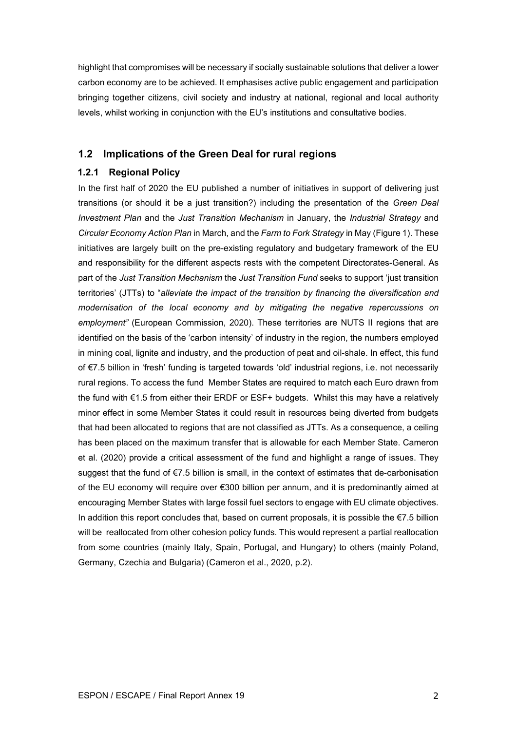highlight that compromises will be necessary if socially sustainable solutions that deliver a lower carbon economy are to be achieved. It emphasises active public engagement and participation bringing together citizens, civil society and industry at national, regional and local authority levels, whilst working in conjunction with the EU's institutions and consultative bodies.

## 1.2 Implications of the Green Deal for rural regions

### 1.2.1 Regional Policy

In the first half of 2020 the EU published a number of initiatives in support of delivering just transitions (or should it be a just transition?) including the presentation of the *Green Deal Investment Plan* and the *Just Transition Mechanism* in January, the *Industrial Strategy* and *Circular Economy Action Plan* in March, and the *Farm to Fork Strategy* in May (Figure 1). These initiatives are largely built on the pre-existing regulatory and budgetary framework of the EU and responsibility for the different aspects rests with the competent Directorates-General. As part of the *Just Transition Mechanism* the *Just Transition Fund* seeks to support 'just transition territories' (JTTs) to "*alleviate the impact of the transition by financing the diversification and modernisation of the local economy and by mitigating the negative repercussions on employment"* (European Commission, 2020). These territories are NUTS II regions that are identified on the basis of the 'carbon intensity' of industry in the region, the numbers employed in mining coal, lignite and industry, and the production of peat and oil-shale. In effect, this fund of €7.5 billion in 'fresh' funding is targeted towards 'old' industrial regions, i.e. not necessarily rural regions. To access the fund Member States are required to match each Euro drawn from the fund with €1.5 from either their ERDF or ESF+ budgets. Whilst this may have a relatively minor effect in some Member States it could result in resources being diverted from budgets that had been allocated to regions that are not classified as JTTs. As a consequence, a ceiling has been placed on the maximum transfer that is allowable for each Member State. Cameron et al. (2020) provide a critical assessment of the fund and highlight a range of issues. They suggest that the fund of €7.5 billion is small, in the context of estimates that de-carbonisation of the EU economy will require over €300 billion per annum, and it is predominantly aimed at encouraging Member States with large fossil fuel sectors to engage with EU climate objectives. In addition this report concludes that, based on current proposals, it is possible the €7.5 billion will be reallocated from other cohesion policy funds. This would represent a partial reallocation from some countries (mainly Italy, Spain, Portugal, and Hungary) to others (mainly Poland, Germany, Czechia and Bulgaria) (Cameron et al., 2020, p.2).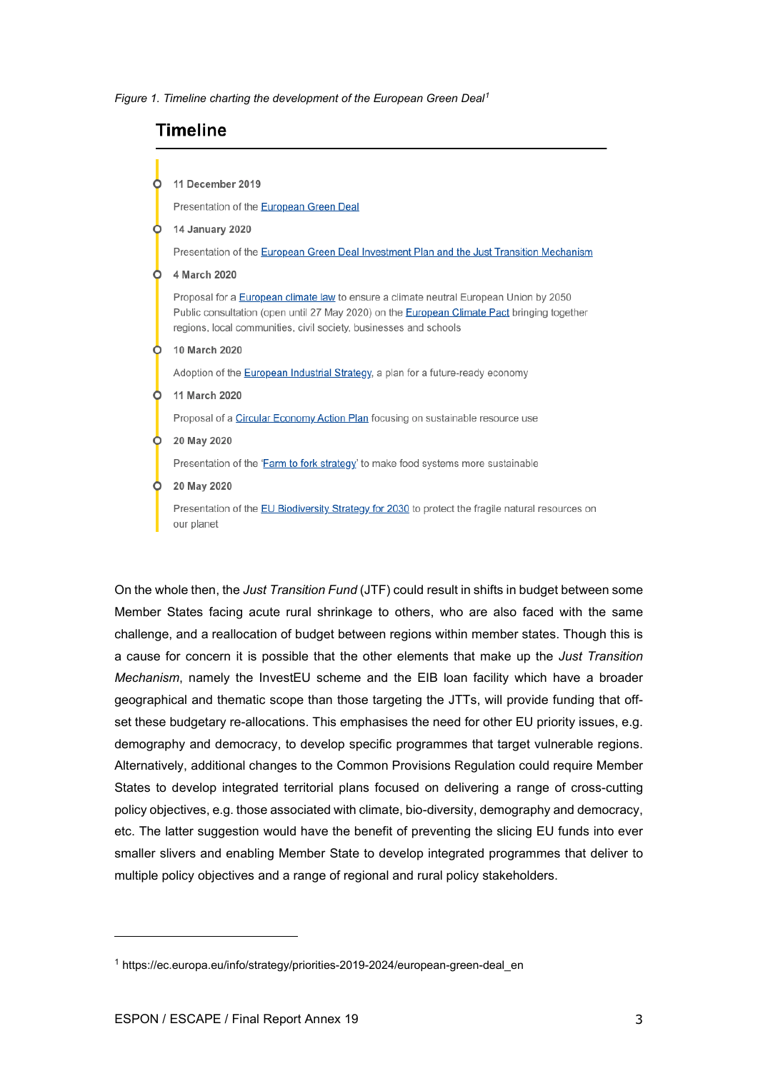*Figure 1. Timeline charting the development of the European Green Deal*[1]

## Timeline

- **11 December 2019**

  Presentation of the European Green Deal

- **14 January 2020**

  Presentation of the European Green Deal Investment Plan and the Just Transition Mechanism

- **4 March 2020**

  Proposal for a European climate law to ensure a climate neutral European Union by 2050
  Public consultation (open until 27 May 2020) on the European Climate Pact bringing together regions, local communities, civil society, businesses and schools

- **10 March 2020**

  Adoption of the European Industrial Strategy, a plan for a future-ready economy

- **11 March 2020**

  Proposal of a Circular Economy Action Plan focusing on sustainable resource use

- **20 May 2020**

  Presentation of the 'Farm to fork strategy' to make food systems more sustainable

- **20 May 2020**

  Presentation of the EU Biodiversity Strategy for 2030 to protect the fragile natural resources on our planet

On the whole then, the *Just Transition Fund* (JTF) could result in shifts in budget between some Member States facing acute rural shrinkage to others, who are also faced with the same challenge, and a reallocation of budget between regions within member states. Though this is a cause for concern it is possible that the other elements that make up the *Just Transition Mechanism*, namely the InvestEU scheme and the EIB loan facility which have a broader geographical and thematic scope than those targeting the JTTs, will provide funding that off-set these budgetary re-allocations. This emphasises the need for other EU priority issues, e.g. demography and democracy, to develop specific programmes that target vulnerable regions. Alternatively, additional changes to the Common Provisions Regulation could require Member States to develop integrated territorial plans focused on delivering a range of cross-cutting policy objectives, e.g. those associated with climate, bio-diversity, demography and democracy, etc. The latter suggestion would have the benefit of preventing the slicing EU funds into ever smaller slivers and enabling Member State to develop integrated programmes that deliver to multiple policy objectives and a range of regional and rural policy stakeholders.

---

[1] https://ec.europa.eu/info/strategy/priorities-2019-2024/european-green-deal_en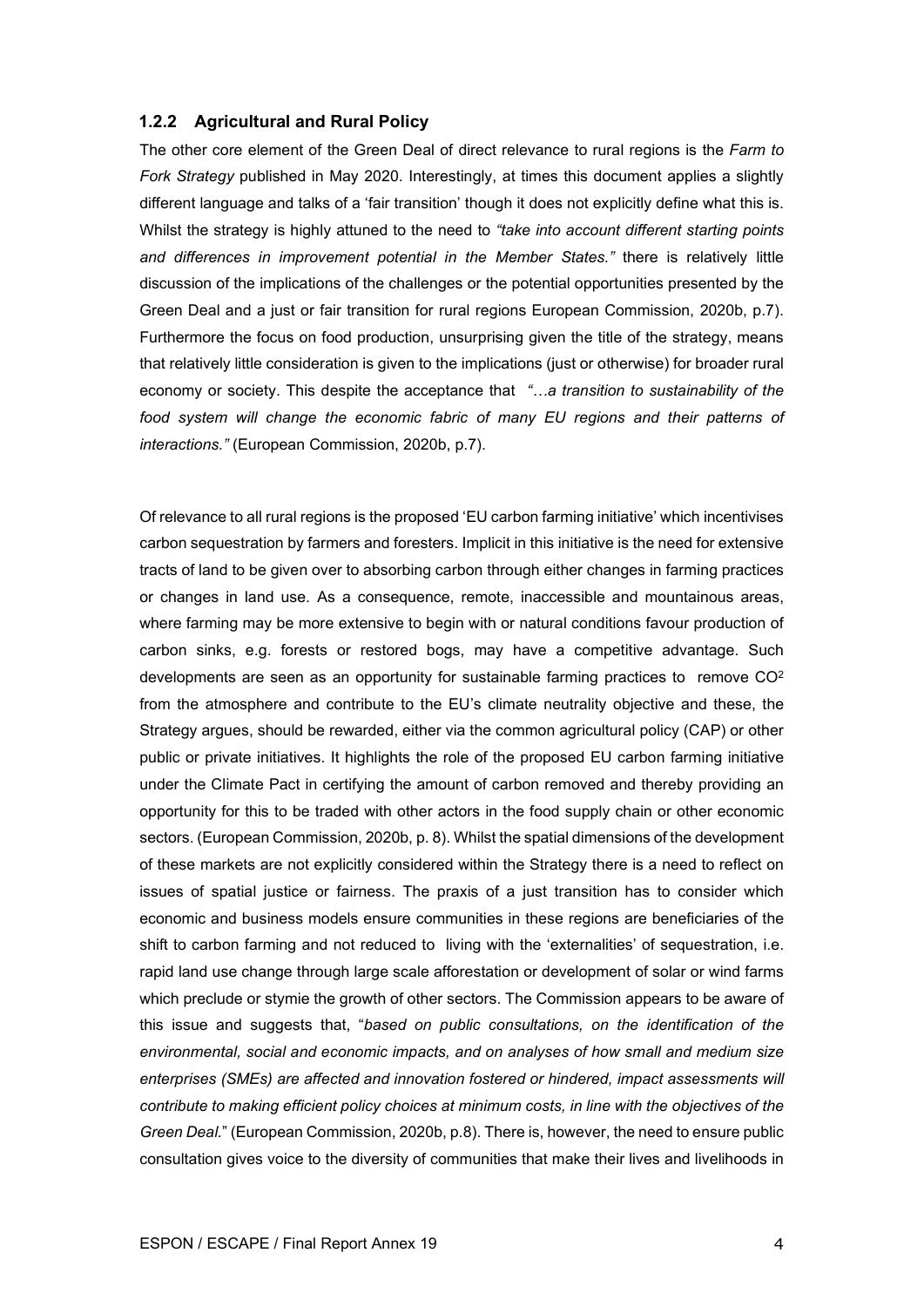### 1.2.2 Agricultural and Rural Policy

The other core element of the Green Deal of direct relevance to rural regions is the *Farm to Fork Strategy* published in May 2020. Interestingly, at times this document applies a slightly different language and talks of a 'fair transition' though it does not explicitly define what this is. Whilst the strategy is highly attuned to the need to *"take into account different starting points and differences in improvement potential in the Member States."* there is relatively little discussion of the implications of the challenges or the potential opportunities presented by the Green Deal and a just or fair transition for rural regions European Commission, 2020b, p.7). Furthermore the focus on food production, unsurprising given the title of the strategy, means that relatively little consideration is given to the implications (just or otherwise) for broader rural economy or society. This despite the acceptance that *"…a transition to sustainability of the food system will change the economic fabric of many EU regions and their patterns of interactions."* (European Commission, 2020b, p.7).

Of relevance to all rural regions is the proposed 'EU carbon farming initiative' which incentivises carbon sequestration by farmers and foresters. Implicit in this initiative is the need for extensive tracts of land to be given over to absorbing carbon through either changes in farming practices or changes in land use. As a consequence, remote, inaccessible and mountainous areas, where farming may be more extensive to begin with or natural conditions favour production of carbon sinks, e.g. forests or restored bogs, may have a competitive advantage. Such developments are seen as an opportunity for sustainable farming practices to remove $CO^2$ from the atmosphere and contribute to the EU's climate neutrality objective and these, the Strategy argues, should be rewarded, either via the common agricultural policy (CAP) or other public or private initiatives. It highlights the role of the proposed EU carbon farming initiative under the Climate Pact in certifying the amount of carbon removed and thereby providing an opportunity for this to be traded with other actors in the food supply chain or other economic sectors. (European Commission, 2020b, p. 8). Whilst the spatial dimensions of the development of these markets are not explicitly considered within the Strategy there is a need to reflect on issues of spatial justice or fairness. The praxis of a just transition has to consider which economic and business models ensure communities in these regions are beneficiaries of the shift to carbon farming and not reduced to living with the 'externalities' of sequestration, i.e. rapid land use change through large scale afforestation or development of solar or wind farms which preclude or stymie the growth of other sectors. The Commission appears to be aware of this issue and suggests that, "*based on public consultations, on the identification of the environmental, social and economic impacts, and on analyses of how small and medium size enterprises (SMEs) are affected and innovation fostered or hindered, impact assessments will contribute to making efficient policy choices at minimum costs, in line with the objectives of the Green Deal.*" (European Commission, 2020b, p.8). There is, however, the need to ensure public consultation gives voice to the diversity of communities that make their lives and livelihoods in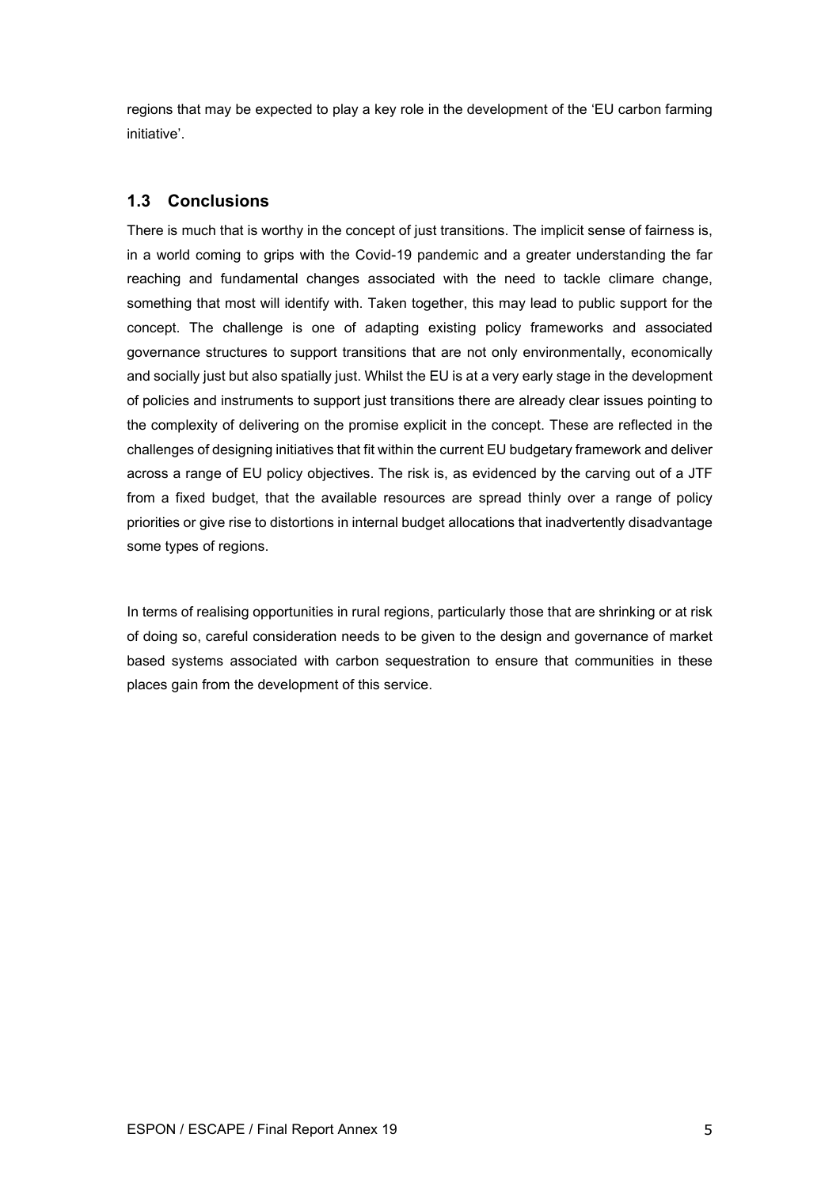regions that may be expected to play a key role in the development of the 'EU carbon farming initiative'.

## 1.3 Conclusions

There is much that is worthy in the concept of just transitions. The implicit sense of fairness is, in a world coming to grips with the Covid-19 pandemic and a greater understanding the far reaching and fundamental changes associated with the need to tackle climare change, something that most will identify with. Taken together, this may lead to public support for the concept. The challenge is one of adapting existing policy frameworks and associated governance structures to support transitions that are not only environmentally, economically and socially just but also spatially just. Whilst the EU is at a very early stage in the development of policies and instruments to support just transitions there are already clear issues pointing to the complexity of delivering on the promise explicit in the concept. These are reflected in the challenges of designing initiatives that fit within the current EU budgetary framework and deliver across a range of EU policy objectives. The risk is, as evidenced by the carving out of a JTF from a fixed budget, that the available resources are spread thinly over a range of policy priorities or give rise to distortions in internal budget allocations that inadvertently disadvantage some types of regions.

In terms of realising opportunities in rural regions, particularly those that are shrinking or at risk of doing so, careful consideration needs to be given to the design and governance of market based systems associated with carbon sequestration to ensure that communities in these places gain from the development of this service.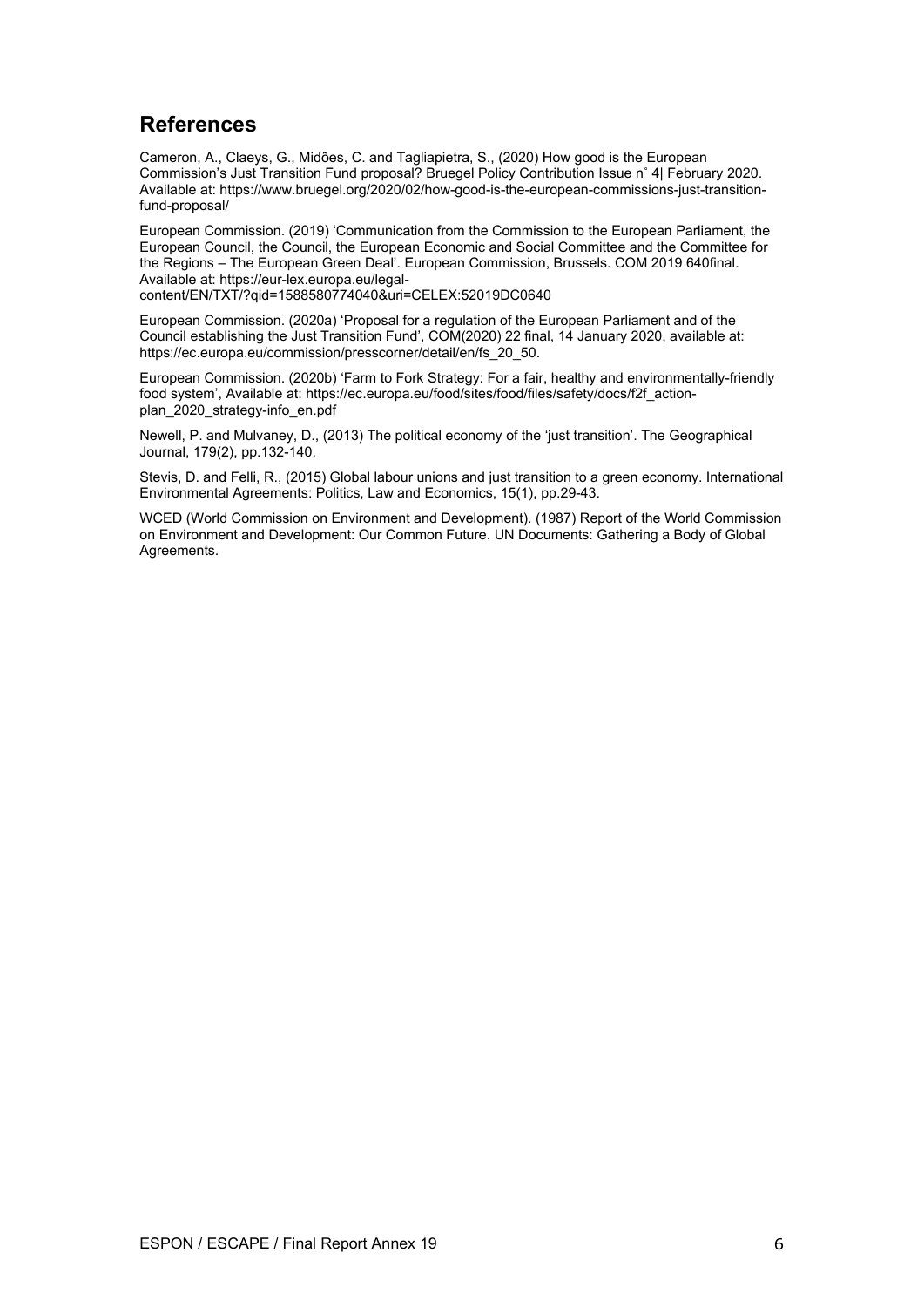## References

Cameron, A., Claeys, G., Midões, C. and Tagliapietra, S., (2020) How good is the European Commission's Just Transition Fund proposal? Bruegel Policy Contribution Issue n˚ 4| February 2020. Available at: https://www.bruegel.org/2020/02/how-good-is-the-european-commissions-just-transition-fund-proposal/

European Commission. (2019) 'Communication from the Commission to the European Parliament, the European Council, the Council, the European Economic and Social Committee and the Committee for the Regions – The European Green Deal'. European Commission, Brussels. COM 2019 640final. Available at: https://eur-lex.europa.eu/legal-content/EN/TXT/?qid=1588580774040&uri=CELEX:52019DC0640

European Commission. (2020a) 'Proposal for a regulation of the European Parliament and of the Council establishing the Just Transition Fund', COM(2020) 22 final, 14 January 2020, available at: https://ec.europa.eu/commission/presscorner/detail/en/fs_20_50.

European Commission. (2020b) 'Farm to Fork Strategy: For a fair, healthy and environmentally-friendly food system', Available at: https://ec.europa.eu/food/sites/food/files/safety/docs/f2f_action-plan_2020_strategy-info_en.pdf

Newell, P. and Mulvaney, D., (2013) The political economy of the 'just transition'. The Geographical Journal, 179(2), pp.132-140.

Stevis, D. and Felli, R., (2015) Global labour unions and just transition to a green economy. International Environmental Agreements: Politics, Law and Economics, 15(1), pp.29-43.

WCED (World Commission on Environment and Development). (1987) Report of the World Commission on Environment and Development: Our Common Future. UN Documents: Gathering a Body of Global Agreements.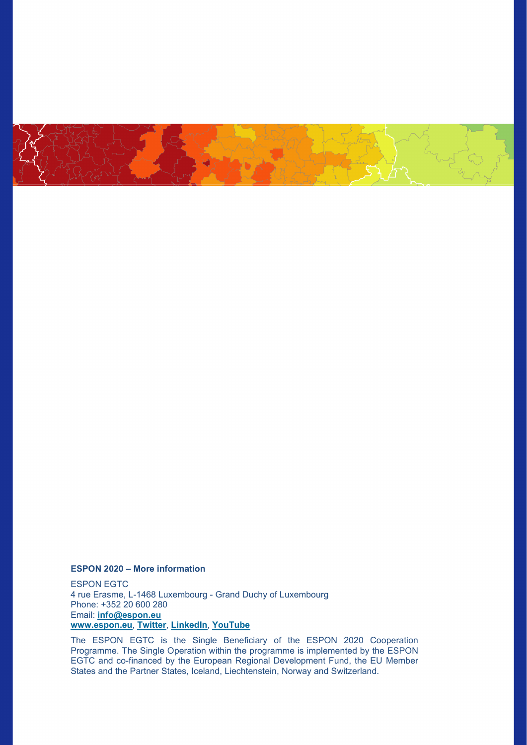**ESPON 2020 – More information**

ESPON EGTC
4 rue Erasme, L-1468 Luxembourg - Grand Duchy of Luxembourg
Phone: +352 20 600 280
Email: **info@espon.eu**
**www.espon.eu**, **Twitter**, **LinkedIn**, **YouTube**

The ESPON EGTC is the Single Beneficiary of the ESPON 2020 Cooperation Programme. The Single Operation within the programme is implemented by the ESPON EGTC and co-financed by the European Regional Development Fund, the EU Member States and the Partner States, Iceland, Liechtenstein, Norway and Switzerland.